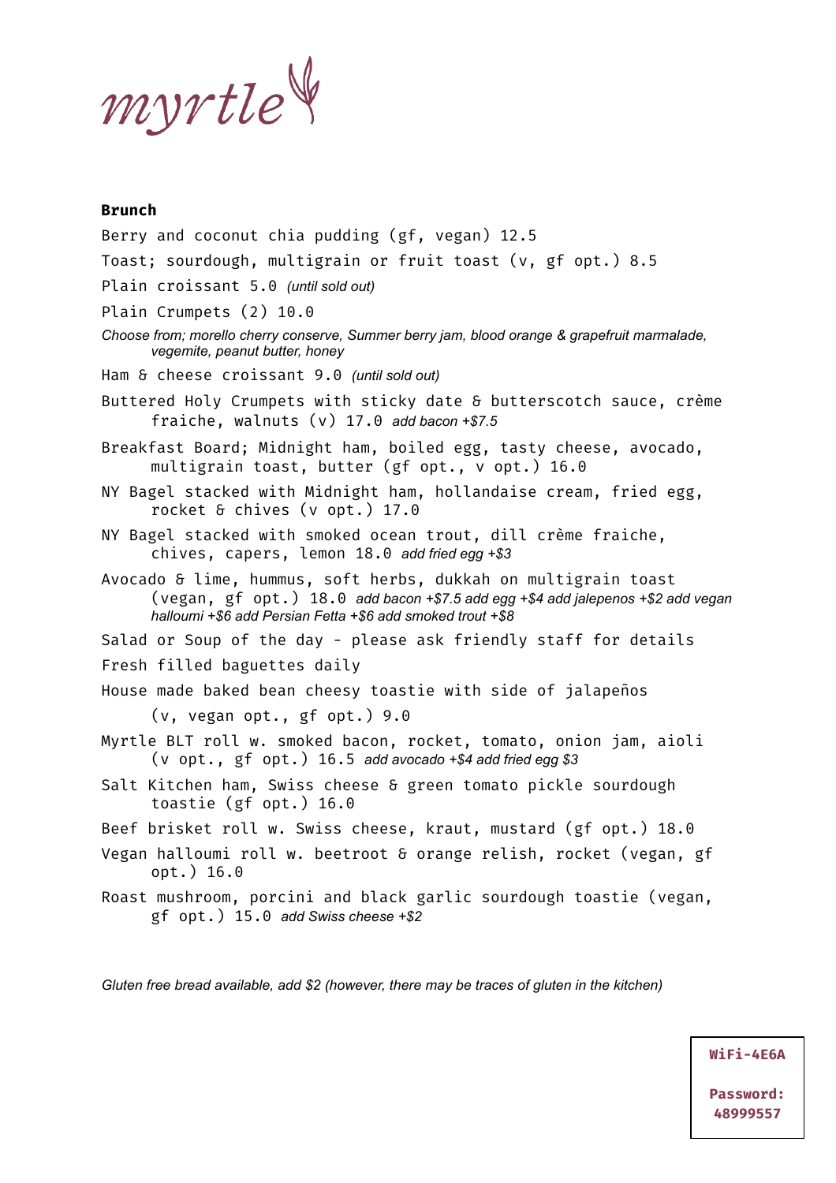myrtle

## Brunch

Berry and coconut chia pudding (gf, vegan) 12.5

Toast; sourdough, multigrain or fruit toast (v, gf opt.) 8.5

Plain croissant 5.0 *(until sold out)*

Plain Crumpets (2) 10.0

*Choose from; morello cherry conserve, Summer berry jam, blood orange & grapefruit marmalade, vegemite, peanut butter, honey*

Ham & cheese croissant 9.0 *(until sold out)*

Buttered Holy Crumpets with sticky date & butterscotch sauce, crème fraiche, walnuts (v) 17.0 *add bacon +$7.5*

Breakfast Board; Midnight ham, boiled egg, tasty cheese, avocado, multigrain toast, butter (gf opt., v opt.) 16.0

NY Bagel stacked with Midnight ham, hollandaise cream, fried egg, rocket & chives (v opt.) 17.0

NY Bagel stacked with smoked ocean trout, dill crème fraiche, chives, capers, lemon 18.0 *add fried egg +$3*

Avocado & lime, hummus, soft herbs, dukkah on multigrain toast (vegan, gf opt.) 18.0 *add bacon +$7.5 add egg +$4 add jalepenos +$2 add vegan halloumi +$6 add Persian Fetta +$6 add smoked trout +$8*

Salad or Soup of the day - please ask friendly staff for details

Fresh filled baguettes daily

House made baked bean cheesy toastie with side of jalapeños (v, vegan opt., gf opt.) 9.0

Myrtle BLT roll w. smoked bacon, rocket, tomato, onion jam, aioli (v opt., gf opt.) 16.5 *add avocado +$4 add fried egg $3*

Salt Kitchen ham, Swiss cheese & green tomato pickle sourdough toastie (gf opt.) 16.0

Beef brisket roll w. Swiss cheese, kraut, mustard (gf opt.) 18.0

Vegan halloumi roll w. beetroot & orange relish, rocket (vegan, gf opt.) 16.0

Roast mushroom, porcini and black garlic sourdough toastie (vegan, gf opt.) 15.0 *add Swiss cheese +$2*

*Gluten free bread available, add $2 (however, there may be traces of gluten in the kitchen)*

**WiFi-4E6A**

**Password: 48999557**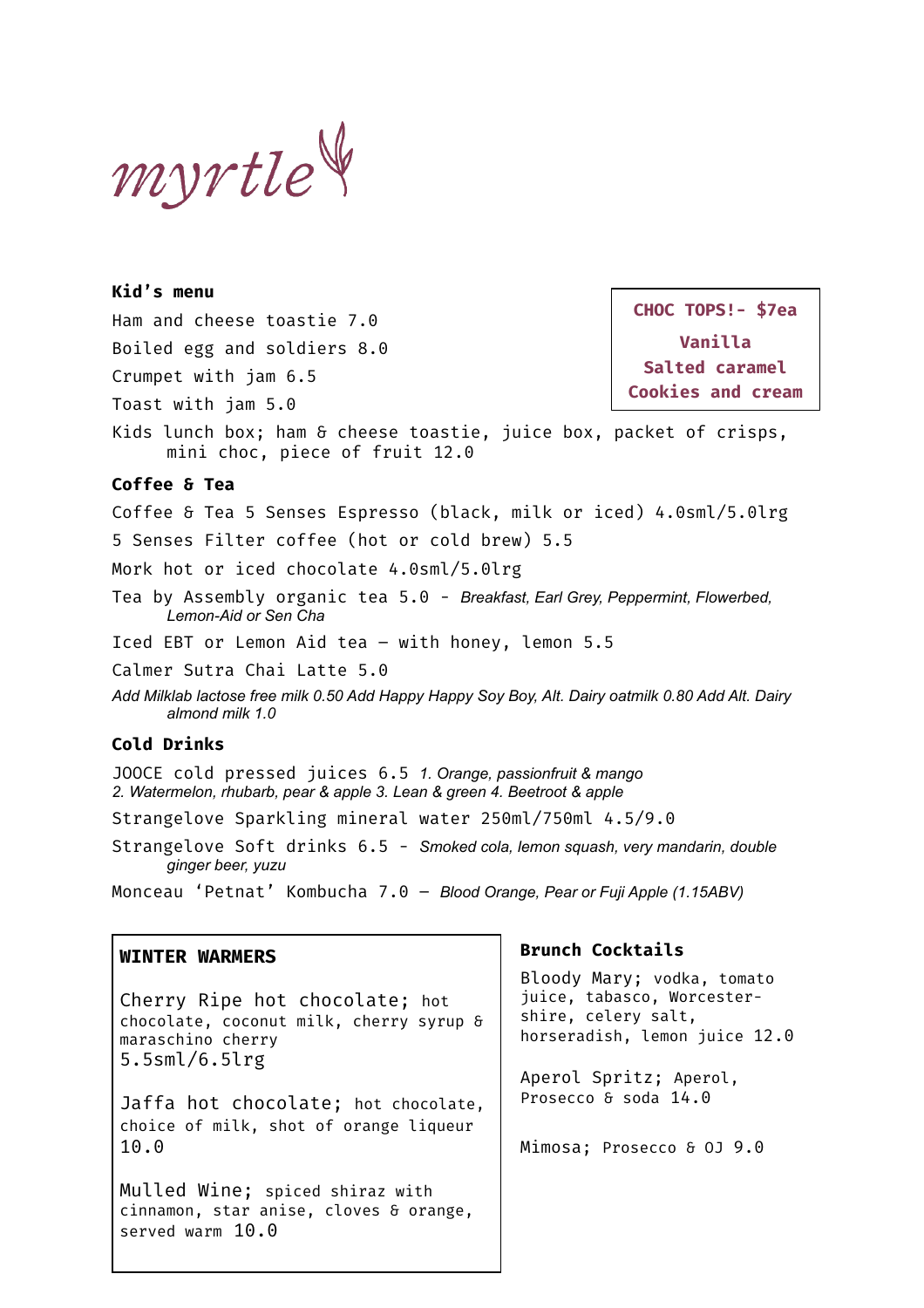# myrtle

**Kid's menu**

Ham and cheese toastie 7.0

Boiled egg and soldiers 8.0

Crumpet with jam 6.5

Toast with jam 5.0

Kids lunch box; ham & cheese toastie, juice box, packet of crisps, mini choc, piece of fruit 12.0

**CHOC TOPS!- $7ea**

**Vanilla**

**Salted caramel**

**Cookies and cream**

**Coffee & Tea**

Coffee & Tea 5 Senses Espresso (black, milk or iced) 4.0sml/5.0lrg

5 Senses Filter coffee (hot or cold brew) 5.5

Mork hot or iced chocolate 4.0sml/5.0lrg

Tea by Assembly organic tea 5.0 - *Breakfast, Earl Grey, Peppermint, Flowerbed, Lemon-Aid or Sen Cha*

Iced EBT or Lemon Aid tea – with honey, lemon 5.5

Calmer Sutra Chai Latte 5.0

*Add Milklab lactose free milk 0.50 Add Happy Happy Soy Boy, Alt. Dairy oatmilk 0.80 Add Alt. Dairy almond milk 1.0*

**Cold Drinks**

JOOCE cold pressed juices 6.5 *1. Orange, passionfruit & mango 2. Watermelon, rhubarb, pear & apple 3. Lean & green 4. Beetroot & apple*

Strangelove Sparkling mineral water 250ml/750ml 4.5/9.0

Strangelove Soft drinks 6.5 - *Smoked cola, lemon squash, very mandarin, double ginger beer, yuzu*

Monceau 'Petnat' Kombucha 7.0 – *Blood Orange, Pear or Fuji Apple (1.15ABV)*

**WINTER WARMERS**

Cherry Ripe hot chocolate; hot chocolate, coconut milk, cherry syrup & maraschino cherry 5.5sml/6.5lrg

Jaffa hot chocolate; hot chocolate, choice of milk, shot of orange liqueur 10.0

Mulled Wine; spiced shiraz with cinnamon, star anise, cloves & orange, served warm 10.0

**Brunch Cocktails**

Bloody Mary; vodka, tomato juice, tabasco, Worcestershire, celery salt, horseradish, lemon juice 12.0

Aperol Spritz; Aperol, Prosecco & soda 14.0

Mimosa; Prosecco & OJ 9.0